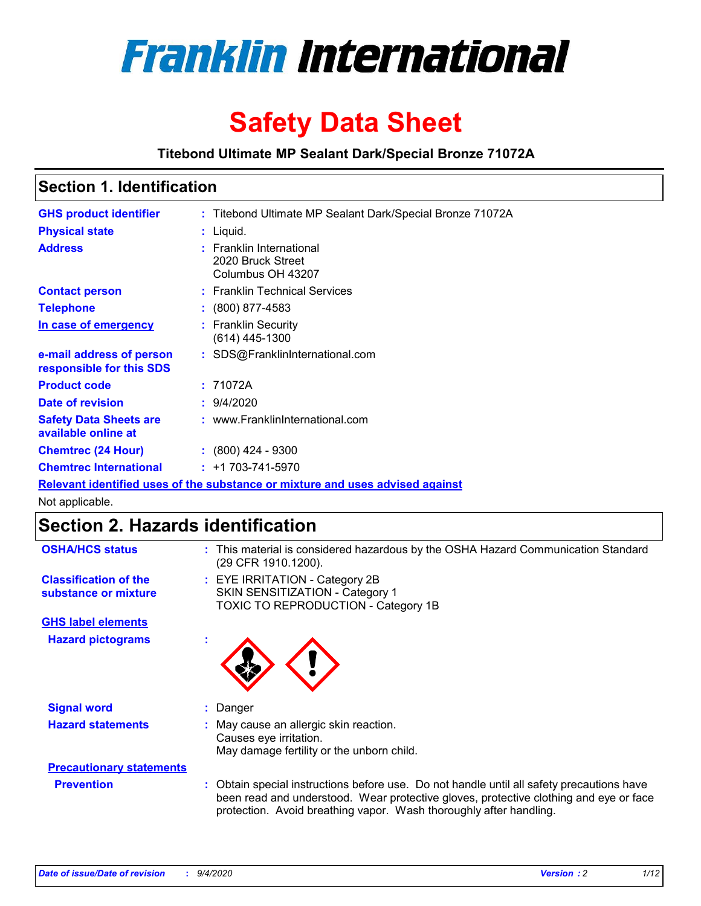# Franklin International

# Safety Data Sheet

**Titebond Ultimate MP Sealant Dark/Special Bronze 71072A**

## Section 1. Identification

**GHS product identifier** : Titebond Ultimate MP Sealant Dark/Special Bronze 71072A

**Physical state** : Liquid.

**Address** : Franklin International
2020 Bruck Street
Columbus OH 43207

**Contact person** : Franklin Technical Services

**Telephone** : (800) 877-4583

**In case of emergency** : Franklin Security
(614) 445-1300

**e-mail address of person responsible for this SDS** : SDS@FranklinInternational.com

**Product code** : 71072A

**Date of revision** : 9/4/2020

**Safety Data Sheets are available online at** : www.FranklinInternational.com

**Chemtrec (24 Hour)** : (800) 424 - 9300

**Chemtrec International** : +1 703-741-5970

**Relevant identified uses of the substance or mixture and uses advised against**

Not applicable.

## Section 2. Hazards identification

**OSHA/HCS status** : This material is considered hazardous by the OSHA Hazard Communication Standard (29 CFR 1910.1200).

**Classification of the substance or mixture** : EYE IRRITATION - Category 2B
SKIN SENSITIZATION - Category 1
TOXIC TO REPRODUCTION - Category 1B

**GHS label elements**

**Hazard pictograms** :

**Signal word** : Danger

**Hazard statements** : May cause an allergic skin reaction.
Causes eye irritation.
May damage fertility or the unborn child.

**Precautionary statements**

**Prevention** : Obtain special instructions before use. Do not handle until all safety precautions have been read and understood. Wear protective gloves, protective clothing and eye or face protection. Avoid breathing vapor. Wash thoroughly after handling.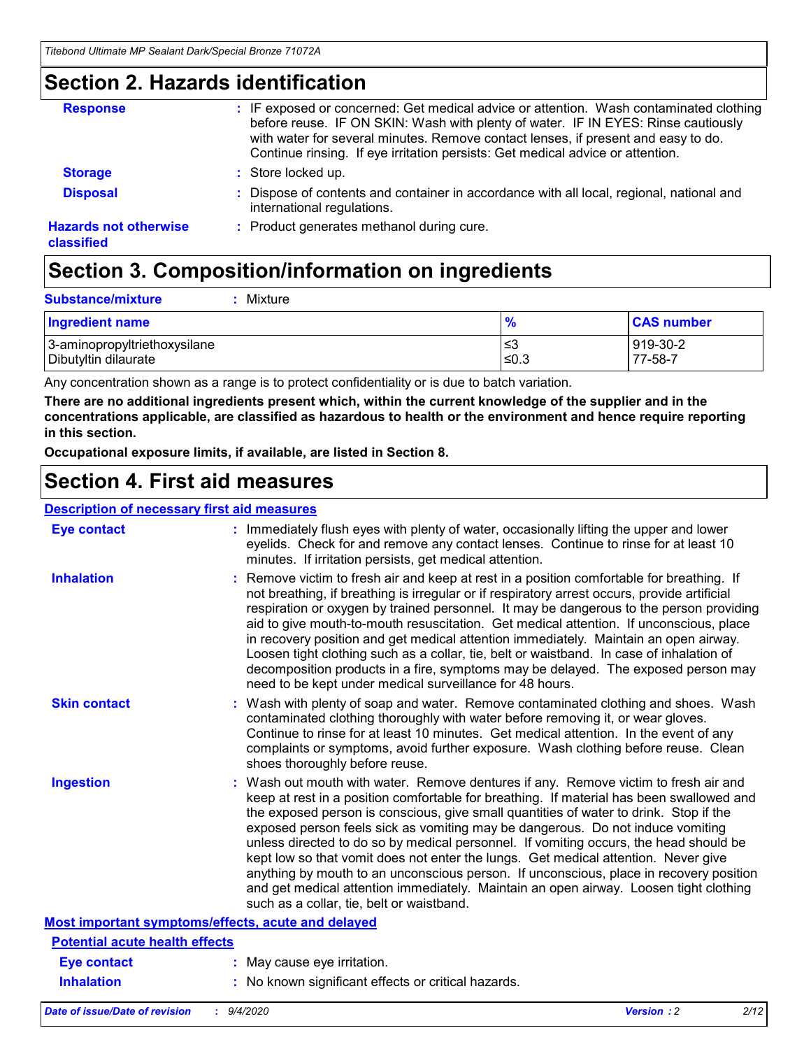## Section 2. Hazards identification

**Response** : IF exposed or concerned: Get medical advice or attention. Wash contaminated clothing before reuse. IF ON SKIN: Wash with plenty of water. IF IN EYES: Rinse cautiously with water for several minutes. Remove contact lenses, if present and easy to do. Continue rinsing. If eye irritation persists: Get medical advice or attention.

**Storage** : Store locked up.

**Disposal** : Dispose of contents and container in accordance with all local, regional, national and international regulations.

**Hazards not otherwise classified** : Product generates methanol during cure.

## Section 3. Composition/information on ingredients

**Substance/mixture** : Mixture

| Ingredient name | % | CAS number |
|---|---|---|
| 3-aminopropyltriethoxysilane | ≤3 | 919-30-2 |
| Dibutyltin dilaurate | ≤0.3 | 77-58-7 |

Any concentration shown as a range is to protect confidentiality or is due to batch variation.

**There are no additional ingredients present which, within the current knowledge of the supplier and in the concentrations applicable, are classified as hazardous to health or the environment and hence require reporting in this section.**

**Occupational exposure limits, if available, are listed in Section 8.**

## Section 4. First aid measures

### Description of necessary first aid measures

**Eye contact** : Immediately flush eyes with plenty of water, occasionally lifting the upper and lower eyelids. Check for and remove any contact lenses. Continue to rinse for at least 10 minutes. If irritation persists, get medical attention.

**Inhalation** : Remove victim to fresh air and keep at rest in a position comfortable for breathing. If not breathing, if breathing is irregular or if respiratory arrest occurs, provide artificial respiration or oxygen by trained personnel. It may be dangerous to the person providing aid to give mouth-to-mouth resuscitation. Get medical attention. If unconscious, place in recovery position and get medical attention immediately. Maintain an open airway. Loosen tight clothing such as a collar, tie, belt or waistband. In case of inhalation of decomposition products in a fire, symptoms may be delayed. The exposed person may need to be kept under medical surveillance for 48 hours.

**Skin contact** : Wash with plenty of soap and water. Remove contaminated clothing and shoes. Wash contaminated clothing thoroughly with water before removing it, or wear gloves. Continue to rinse for at least 10 minutes. Get medical attention. In the event of any complaints or symptoms, avoid further exposure. Wash clothing before reuse. Clean shoes thoroughly before reuse.

**Ingestion** : Wash out mouth with water. Remove dentures if any. Remove victim to fresh air and keep at rest in a position comfortable for breathing. If material has been swallowed and the exposed person is conscious, give small quantities of water to drink. Stop if the exposed person feels sick as vomiting may be dangerous. Do not induce vomiting unless directed to do so by medical personnel. If vomiting occurs, the head should be kept low so that vomit does not enter the lungs. Get medical attention. Never give anything by mouth to an unconscious person. If unconscious, place in recovery position and get medical attention immediately. Maintain an open airway. Loosen tight clothing such as a collar, tie, belt or waistband.

### Most important symptoms/effects, acute and delayed

#### Potential acute health effects

**Eye contact** : May cause eye irritation.

**Inhalation** : No known significant effects or critical hazards.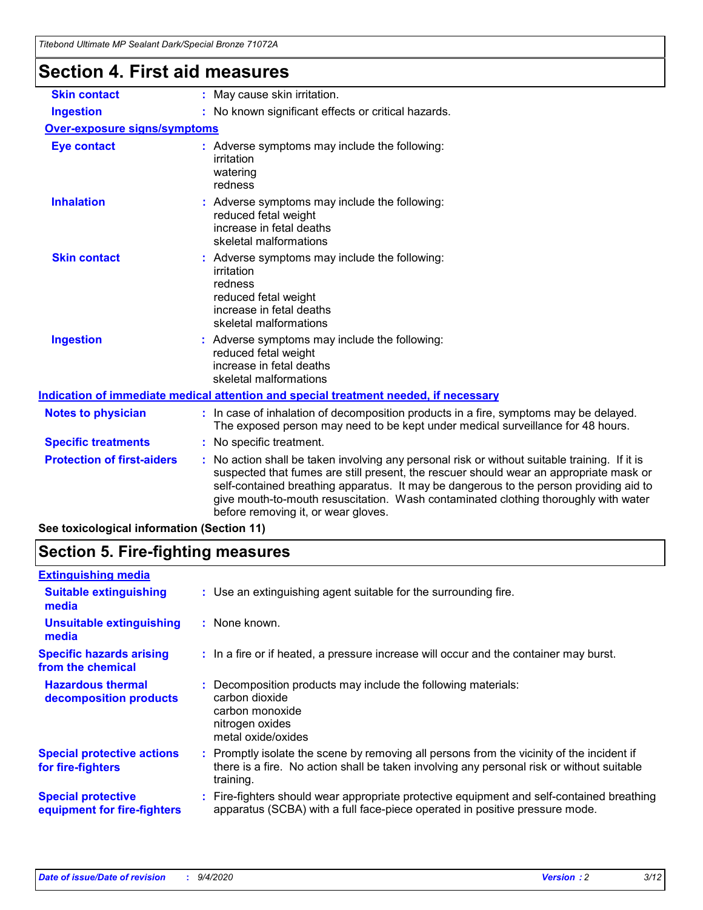# Section 4. First aid measures

| | |
|---|---|
| **Skin contact** | : May cause skin irritation. |
| **Ingestion** | : No known significant effects or critical hazards. |

**Over-exposure signs/symptoms**

| | |
|---|---|
| **Eye contact** | : Adverse symptoms may include the following:<br>irritation<br>watering<br>redness |
| **Inhalation** | : Adverse symptoms may include the following:<br>reduced fetal weight<br>increase in fetal deaths<br>skeletal malformations |
| **Skin contact** | : Adverse symptoms may include the following:<br>irritation<br>redness<br>reduced fetal weight<br>increase in fetal deaths<br>skeletal malformations |
| **Ingestion** | : Adverse symptoms may include the following:<br>reduced fetal weight<br>increase in fetal deaths<br>skeletal malformations |

**Indication of immediate medical attention and special treatment needed, if necessary**

| | |
|---|---|
| **Notes to physician** | : In case of inhalation of decomposition products in a fire, symptoms may be delayed. The exposed person may need to be kept under medical surveillance for 48 hours. |
| **Specific treatments** | : No specific treatment. |
| **Protection of first-aiders** | : No action shall be taken involving any personal risk or without suitable training. If it is suspected that fumes are still present, the rescuer should wear an appropriate mask or self-contained breathing apparatus. It may be dangerous to the person providing aid to give mouth-to-mouth resuscitation. Wash contaminated clothing thoroughly with water before removing it, or wear gloves. |

**See toxicological information (Section 11)**

# Section 5. Fire-fighting measures

**Extinguishing media**

| | |
|---|---|
| **Suitable extinguishing media** | : Use an extinguishing agent suitable for the surrounding fire. |
| **Unsuitable extinguishing media** | : None known. |
| **Specific hazards arising from the chemical** | : In a fire or if heated, a pressure increase will occur and the container may burst. |
| **Hazardous thermal decomposition products** | : Decomposition products may include the following materials:<br>carbon dioxide<br>carbon monoxide<br>nitrogen oxides<br>metal oxide/oxides |
| **Special protective actions for fire-fighters** | : Promptly isolate the scene by removing all persons from the vicinity of the incident if there is a fire. No action shall be taken involving any personal risk or without suitable training. |
| **Special protective equipment for fire-fighters** | : Fire-fighters should wear appropriate protective equipment and self-contained breathing apparatus (SCBA) with a full face-piece operated in positive pressure mode. |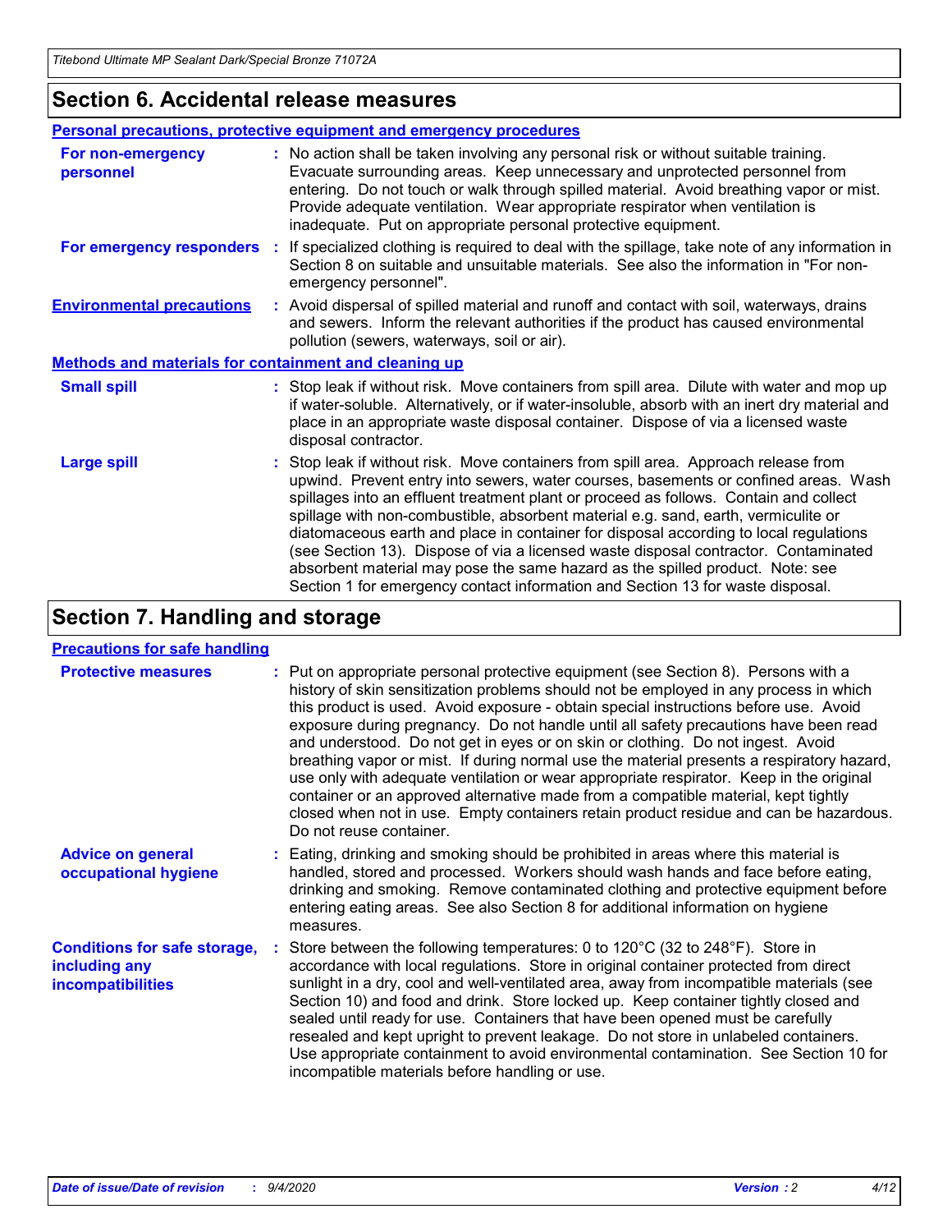## Section 6. Accidental release measures

### Personal precautions, protective equipment and emergency procedures

**For non-emergency personnel** : No action shall be taken involving any personal risk or without suitable training. Evacuate surrounding areas. Keep unnecessary and unprotected personnel from entering. Do not touch or walk through spilled material. Avoid breathing vapor or mist. Provide adequate ventilation. Wear appropriate respirator when ventilation is inadequate. Put on appropriate personal protective equipment.

**For emergency responders** : If specialized clothing is required to deal with the spillage, take note of any information in Section 8 on suitable and unsuitable materials. See also the information in "For non-emergency personnel".

**Environmental precautions** : Avoid dispersal of spilled material and runoff and contact with soil, waterways, drains and sewers. Inform the relevant authorities if the product has caused environmental pollution (sewers, waterways, soil or air).

### Methods and materials for containment and cleaning up

**Small spill** : Stop leak if without risk. Move containers from spill area. Dilute with water and mop up if water-soluble. Alternatively, or if water-insoluble, absorb with an inert dry material and place in an appropriate waste disposal container. Dispose of via a licensed waste disposal contractor.

**Large spill** : Stop leak if without risk. Move containers from spill area. Approach release from upwind. Prevent entry into sewers, water courses, basements or confined areas. Wash spillages into an effluent treatment plant or proceed as follows. Contain and collect spillage with non-combustible, absorbent material e.g. sand, earth, vermiculite or diatomaceous earth and place in container for disposal according to local regulations (see Section 13). Dispose of via a licensed waste disposal contractor. Contaminated absorbent material may pose the same hazard as the spilled product. Note: see Section 1 for emergency contact information and Section 13 for waste disposal.

## Section 7. Handling and storage

### Precautions for safe handling

**Protective measures** : Put on appropriate personal protective equipment (see Section 8). Persons with a history of skin sensitization problems should not be employed in any process in which this product is used. Avoid exposure - obtain special instructions before use. Avoid exposure during pregnancy. Do not handle until all safety precautions have been read and understood. Do not get in eyes or on skin or clothing. Do not ingest. Avoid breathing vapor or mist. If during normal use the material presents a respiratory hazard, use only with adequate ventilation or wear appropriate respirator. Keep in the original container or an approved alternative made from a compatible material, kept tightly closed when not in use. Empty containers retain product residue and can be hazardous. Do not reuse container.

**Advice on general occupational hygiene** : Eating, drinking and smoking should be prohibited in areas where this material is handled, stored and processed. Workers should wash hands and face before eating, drinking and smoking. Remove contaminated clothing and protective equipment before entering eating areas. See also Section 8 for additional information on hygiene measures.

**Conditions for safe storage, including any incompatibilities** : Store between the following temperatures: 0 to 120°C (32 to 248°F). Store in accordance with local regulations. Store in original container protected from direct sunlight in a dry, cool and well-ventilated area, away from incompatible materials (see Section 10) and food and drink. Store locked up. Keep container tightly closed and sealed until ready for use. Containers that have been opened must be carefully resealed and kept upright to prevent leakage. Do not store in unlabeled containers. Use appropriate containment to avoid environmental contamination. See Section 10 for incompatible materials before handling or use.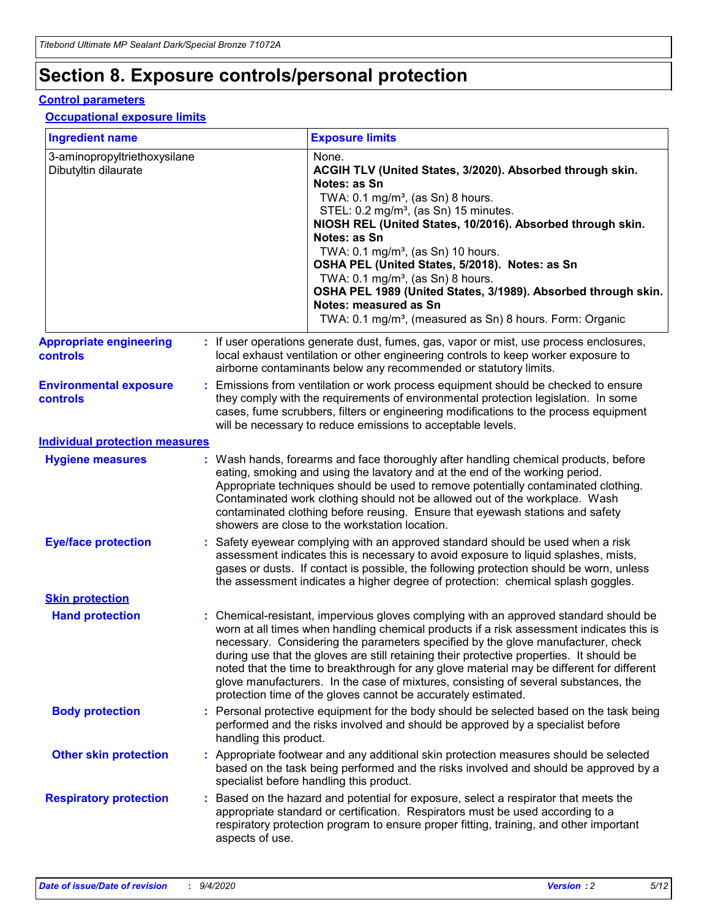# Section 8. Exposure controls/personal protection

## Control parameters

### Occupational exposure limits

| Ingredient name | Exposure limits |
|---|---|
| 3-aminopropyltriethoxysilane | None. |
| Dibutyltin dilaurate | **ACGIH TLV (United States, 3/2020). Absorbed through skin. Notes: as Sn**<br>TWA: 0.1 mg/m³, (as Sn) 8 hours.<br>STEL: 0.2 mg/m³, (as Sn) 15 minutes.<br>**NIOSH REL (United States, 10/2016). Absorbed through skin. Notes: as Sn**<br>TWA: 0.1 mg/m³, (as Sn) 10 hours.<br>**OSHA PEL (United States, 5/2018). Notes: as Sn**<br>TWA: 0.1 mg/m³, (as Sn) 8 hours.<br>**OSHA PEL 1989 (United States, 3/1989). Absorbed through skin. Notes: measured as Sn**<br>TWA: 0.1 mg/m³, (measured as Sn) 8 hours. Form: Organic |

**Appropriate engineering controls** : If user operations generate dust, fumes, gas, vapor or mist, use process enclosures, local exhaust ventilation or other engineering controls to keep worker exposure to airborne contaminants below any recommended or statutory limits.

**Environmental exposure controls** : Emissions from ventilation or work process equipment should be checked to ensure they comply with the requirements of environmental protection legislation. In some cases, fume scrubbers, filters or engineering modifications to the process equipment will be necessary to reduce emissions to acceptable levels.

## Individual protection measures

**Hygiene measures** : Wash hands, forearms and face thoroughly after handling chemical products, before eating, smoking and using the lavatory and at the end of the working period. Appropriate techniques should be used to remove potentially contaminated clothing. Contaminated work clothing should not be allowed out of the workplace. Wash contaminated clothing before reusing. Ensure that eyewash stations and safety showers are close to the workstation location.

**Eye/face protection** : Safety eyewear complying with an approved standard should be used when a risk assessment indicates this is necessary to avoid exposure to liquid splashes, mists, gases or dusts. If contact is possible, the following protection should be worn, unless the assessment indicates a higher degree of protection: chemical splash goggles.

### Skin protection

**Hand protection** : Chemical-resistant, impervious gloves complying with an approved standard should be worn at all times when handling chemical products if a risk assessment indicates this is necessary. Considering the parameters specified by the glove manufacturer, check during use that the gloves are still retaining their protective properties. It should be noted that the time to breakthrough for any glove material may be different for different glove manufacturers. In the case of mixtures, consisting of several substances, the protection time of the gloves cannot be accurately estimated.

**Body protection** : Personal protective equipment for the body should be selected based on the task being performed and the risks involved and should be approved by a specialist before handling this product.

**Other skin protection** : Appropriate footwear and any additional skin protection measures should be selected based on the task being performed and the risks involved and should be approved by a specialist before handling this product.

**Respiratory protection** : Based on the hazard and potential for exposure, select a respirator that meets the appropriate standard or certification. Respirators must be used according to a respiratory protection program to ensure proper fitting, training, and other important aspects of use.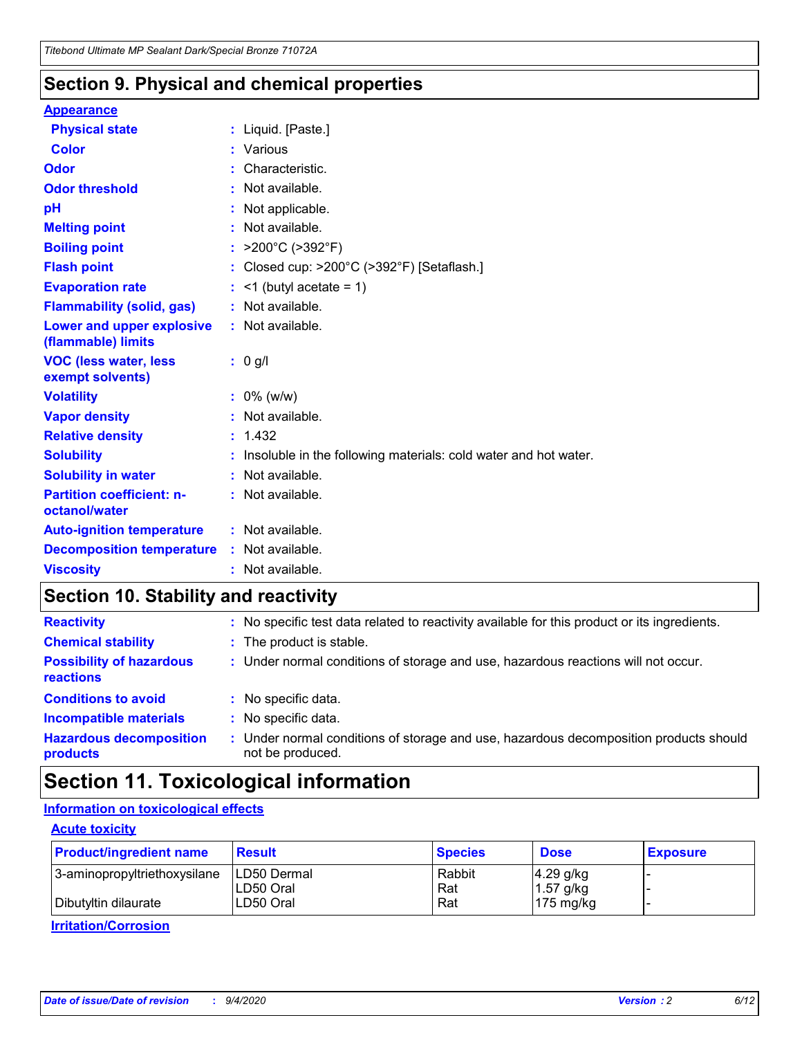## Section 9. Physical and chemical properties

**Appearance**

| | |
|---|---|
| **Physical state** | : Liquid. [Paste.] |
| **Color** | : Various |
| **Odor** | : Characteristic. |
| **Odor threshold** | : Not available. |
| **pH** | : Not applicable. |
| **Melting point** | : Not available. |
| **Boiling point** | : >200°C (>392°F) |
| **Flash point** | : Closed cup: >200°C (>392°F) [Setaflash.] |
| **Evaporation rate** | : <1 (butyl acetate = 1) |
| **Flammability (solid, gas)** | : Not available. |
| **Lower and upper explosive (flammable) limits** | : Not available. |
| **VOC (less water, less exempt solvents)** | : 0 g/l |
| **Volatility** | : 0% (w/w) |
| **Vapor density** | : Not available. |
| **Relative density** | : 1.432 |
| **Solubility** | : Insoluble in the following materials: cold water and hot water. |
| **Solubility in water** | : Not available. |
| **Partition coefficient: n-octanol/water** | : Not available. |
| **Auto-ignition temperature** | : Not available. |
| **Decomposition temperature** | : Not available. |
| **Viscosity** | : Not available. |

## Section 10. Stability and reactivity

| | |
|---|---|
| **Reactivity** | : No specific test data related to reactivity available for this product or its ingredients. |
| **Chemical stability** | : The product is stable. |
| **Possibility of hazardous reactions** | : Under normal conditions of storage and use, hazardous reactions will not occur. |
| **Conditions to avoid** | : No specific data. |
| **Incompatible materials** | : No specific data. |
| **Hazardous decomposition products** | : Under normal conditions of storage and use, hazardous decomposition products should not be produced. |

## Section 11. Toxicological information

**Information on toxicological effects**

**Acute toxicity**

| Product/ingredient name | Result | Species | Dose | Exposure |
|---|---|---|---|---|
| 3-aminopropyltriethoxysilane | LD50 Dermal | Rabbit | 4.29 g/kg | - |
| | LD50 Oral | Rat | 1.57 g/kg | - |
| Dibutyltin dilaurate | LD50 Oral | Rat | 175 mg/kg | - |

**Irritation/Corrosion**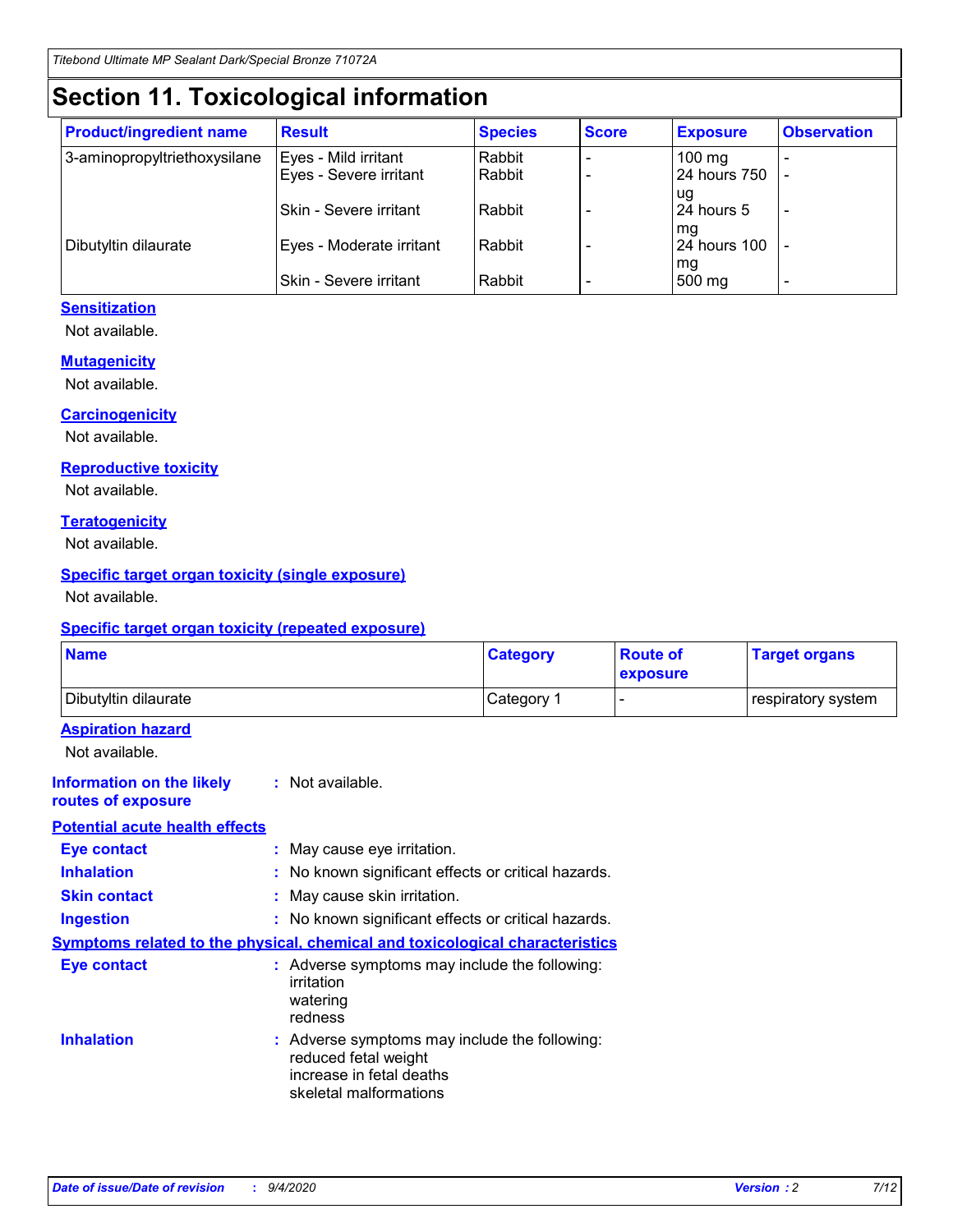# Section 11. Toxicological information

| Product/ingredient name | Result | Species | Score | Exposure | Observation |
|---|---|---|---|---|---|
| 3-aminopropyltriethoxysilane | Eyes - Mild irritant | Rabbit | - | 100 mg | - |
| | Eyes - Severe irritant | Rabbit | - | 24 hours 750 ug | - |
| | Skin - Severe irritant | Rabbit | - | 24 hours 5 mg | - |
| Dibutyltin dilaurate | Eyes - Moderate irritant | Rabbit | - | 24 hours 100 mg | - |
| | Skin - Severe irritant | Rabbit | - | 500 mg | - |

### Sensitization

Not available.

### Mutagenicity

Not available.

### Carcinogenicity

Not available.

### Reproductive toxicity

Not available.

### Teratogenicity

Not available.

### Specific target organ toxicity (single exposure)

Not available.

### Specific target organ toxicity (repeated exposure)

| Name | Category | Route of exposure | Target organs |
|---|---|---|---|
| Dibutyltin dilaurate | Category 1 | - | respiratory system |

### Aspiration hazard

Not available.

**Information on the likely routes of exposure** : Not available.

### Potential acute health effects

**Eye contact** : May cause eye irritation.

**Inhalation** : No known significant effects or critical hazards.

**Skin contact** : May cause skin irritation.

**Ingestion** : No known significant effects or critical hazards.

### Symptoms related to the physical, chemical and toxicological characteristics

**Eye contact** : Adverse symptoms may include the following:
irritation
watering
redness

**Inhalation** : Adverse symptoms may include the following:
reduced fetal weight
increase in fetal deaths
skeletal malformations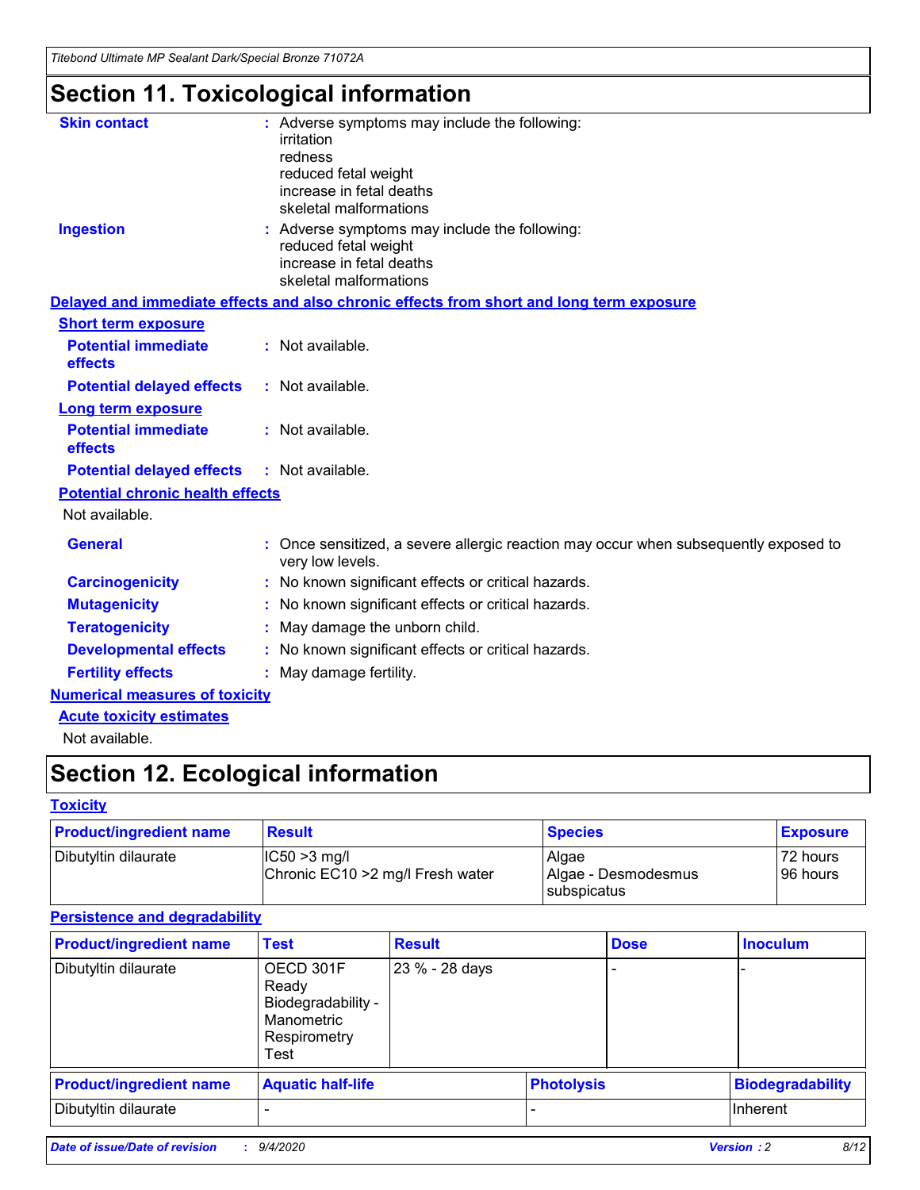# Section 11. Toxicological information

**Skin contact** : Adverse symptoms may include the following:
irritation
redness
reduced fetal weight
increase in fetal deaths
skeletal malformations

**Ingestion** : Adverse symptoms may include the following:
reduced fetal weight
increase in fetal deaths
skeletal malformations

**Delayed and immediate effects and also chronic effects from short and long term exposure**

**Short term exposure**

**Potential immediate effects** : Not available.

**Potential delayed effects** : Not available.

**Long term exposure**

**Potential immediate effects** : Not available.

**Potential delayed effects** : Not available.

**Potential chronic health effects**

Not available.

**General** : Once sensitized, a severe allergic reaction may occur when subsequently exposed to very low levels.

**Carcinogenicity** : No known significant effects or critical hazards.

**Mutagenicity** : No known significant effects or critical hazards.

**Teratogenicity** : May damage the unborn child.

**Developmental effects** : No known significant effects or critical hazards.

**Fertility effects** : May damage fertility.

**Numerical measures of toxicity**

**Acute toxicity estimates**

Not available.

# Section 12. Ecological information

**Toxicity**

| Product/ingredient name | Result | Species | Exposure |
|---|---|---|---|
| Dibutyltin dilaurate | IC50 >3 mg/l<br>Chronic EC10 >2 mg/l Fresh water | Algae<br>Algae - Desmodesmus subspicatus | 72 hours<br>96 hours |

**Persistence and degradability**

| Product/ingredient name | Test | Result | Dose | Inoculum |
|---|---|---|---|---|
| Dibutyltin dilaurate | OECD 301F Ready Biodegradability - Manometric Respirometry Test | 23 % - 28 days | - | - |

| Product/ingredient name | Aquatic half-life | Photolysis | Biodegradability |
|---|---|---|---|
| Dibutyltin dilaurate | - | - | Inherent |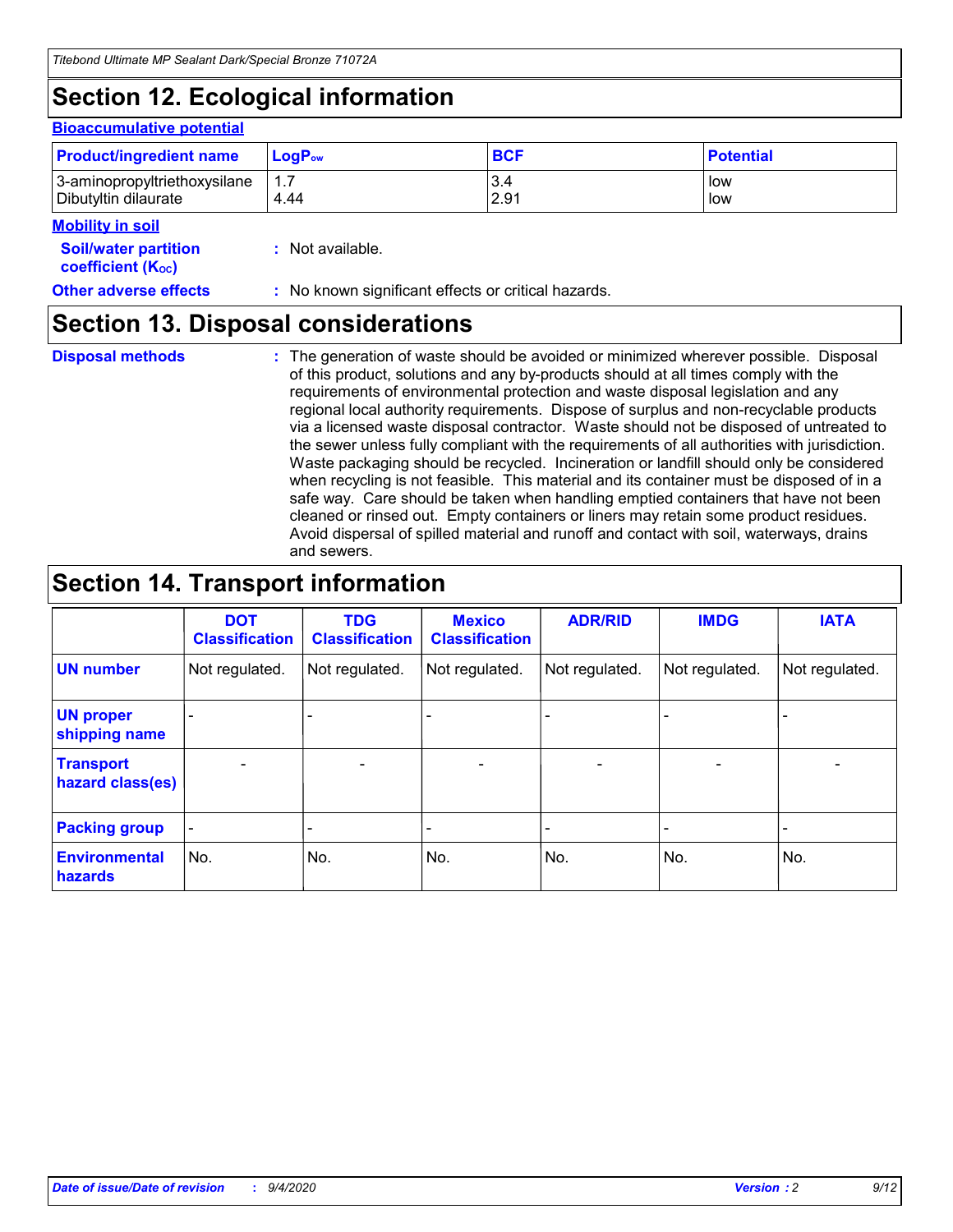# Section 12. Ecological information

### Bioaccumulative potential

| Product/ingredient name | $LogP_{ow}$ | BCF | Potential |
|---|---|---|---|
| 3-aminopropyltriethoxysilane | 1.7 | 3.4 | low |
| Dibutyltin dilaurate | 4.44 | 2.91 | low |

### Mobility in soil

**Soil/water partition coefficient ($K_{OC}$)** : Not available.

**Other adverse effects** : No known significant effects or critical hazards.

# Section 13. Disposal considerations

**Disposal methods** : The generation of waste should be avoided or minimized wherever possible. Disposal of this product, solutions and any by-products should at all times comply with the requirements of environmental protection and waste disposal legislation and any regional local authority requirements. Dispose of surplus and non-recyclable products via a licensed waste disposal contractor. Waste should not be disposed of untreated to the sewer unless fully compliant with the requirements of all authorities with jurisdiction. Waste packaging should be recycled. Incineration or landfill should only be considered when recycling is not feasible. This material and its container must be disposed of in a safe way. Care should be taken when handling emptied containers that have not been cleaned or rinsed out. Empty containers or liners may retain some product residues. Avoid dispersal of spilled material and runoff and contact with soil, waterways, drains and sewers.

# Section 14. Transport information

| | DOT Classification | TDG Classification | Mexico Classification | ADR/RID | IMDG | IATA |
|---|---|---|---|---|---|---|
| UN number | Not regulated. | Not regulated. | Not regulated. | Not regulated. | Not regulated. | Not regulated. |
| UN proper shipping name | - | - | - | - | - | - |
| Transport hazard class(es) | - | - | - | - | - | - |
| Packing group | - | - | - | - | - | - |
| Environmental hazards | No. | No. | No. | No. | No. | No. |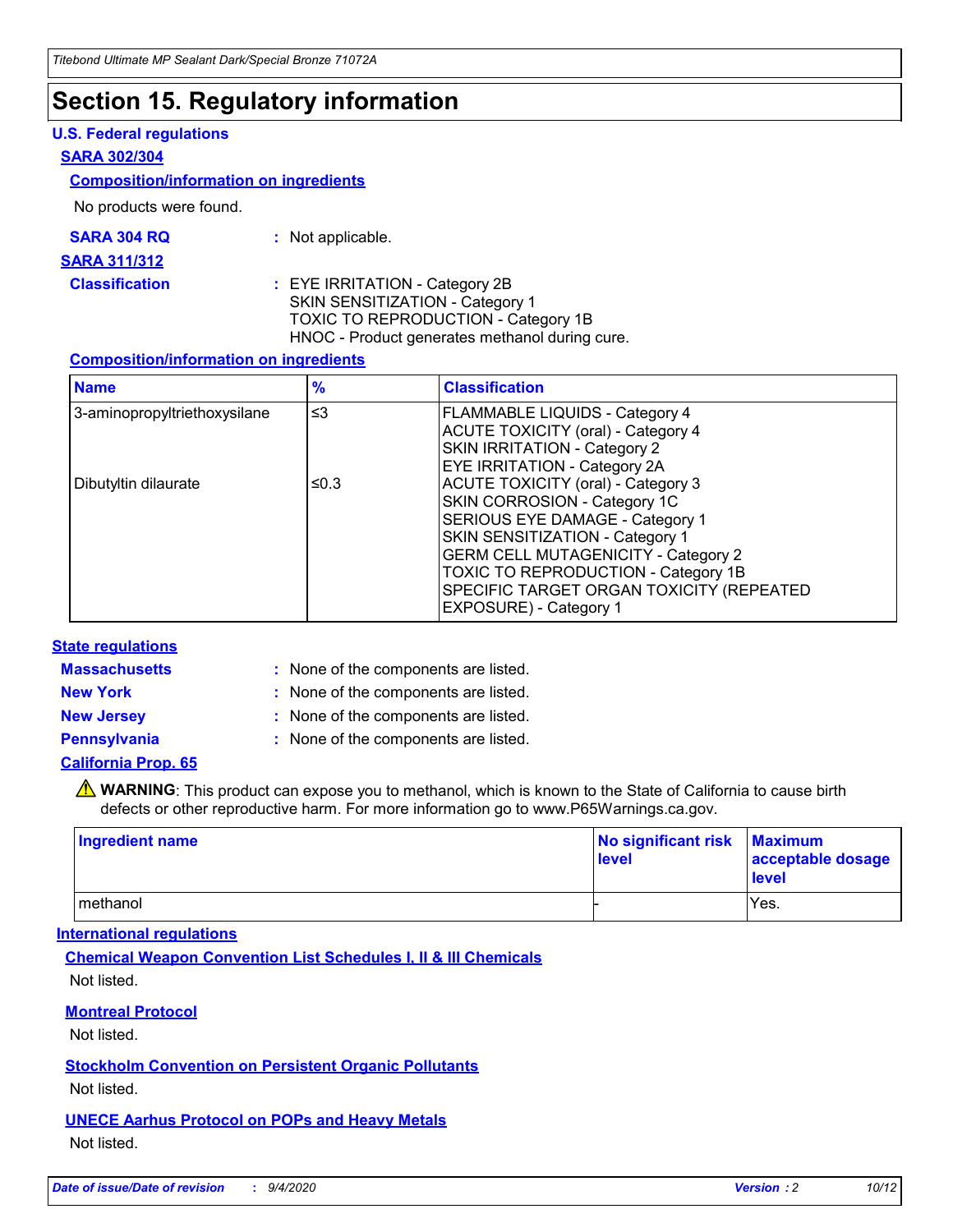# Section 15. Regulatory information

### U.S. Federal regulations

**SARA 302/304**

**Composition/information on ingredients**

No products were found.

**SARA 304 RQ** : Not applicable.

**SARA 311/312**

**Classification** : EYE IRRITATION - Category 2B
SKIN SENSITIZATION - Category 1
TOXIC TO REPRODUCTION - Category 1B
HNOC - Product generates methanol during cure.

**Composition/information on ingredients**

| Name | % | Classification |
|---|---|---|
| 3-aminopropyltriethoxysilane | ≤3 | FLAMMABLE LIQUIDS - Category 4<br>ACUTE TOXICITY (oral) - Category 4<br>SKIN IRRITATION - Category 2<br>EYE IRRITATION - Category 2A |
| Dibutyltin dilaurate | ≤0.3 | ACUTE TOXICITY (oral) - Category 3<br>SKIN CORROSION - Category 1C<br>SERIOUS EYE DAMAGE - Category 1<br>SKIN SENSITIZATION - Category 1<br>GERM CELL MUTAGENICITY - Category 2<br>TOXIC TO REPRODUCTION - Category 1B<br>SPECIFIC TARGET ORGAN TOXICITY (REPEATED EXPOSURE) - Category 1 |

### State regulations

**Massachusetts** : None of the components are listed.

**New York** : None of the components are listed.

**New Jersey** : None of the components are listed.

**Pennsylvania** : None of the components are listed.

**California Prop. 65**

⚠ **WARNING**: This product can expose you to methanol, which is known to the State of California to cause birth defects or other reproductive harm. For more information go to www.P65Warnings.ca.gov.

| Ingredient name | No significant risk level | Maximum acceptable dosage level |
|---|---|---|
| methanol | - | Yes. |

### International regulations

**Chemical Weapon Convention List Schedules I, II & III Chemicals**

Not listed.

**Montreal Protocol**

Not listed.

**Stockholm Convention on Persistent Organic Pollutants**

Not listed.

**UNECE Aarhus Protocol on POPs and Heavy Metals**

Not listed.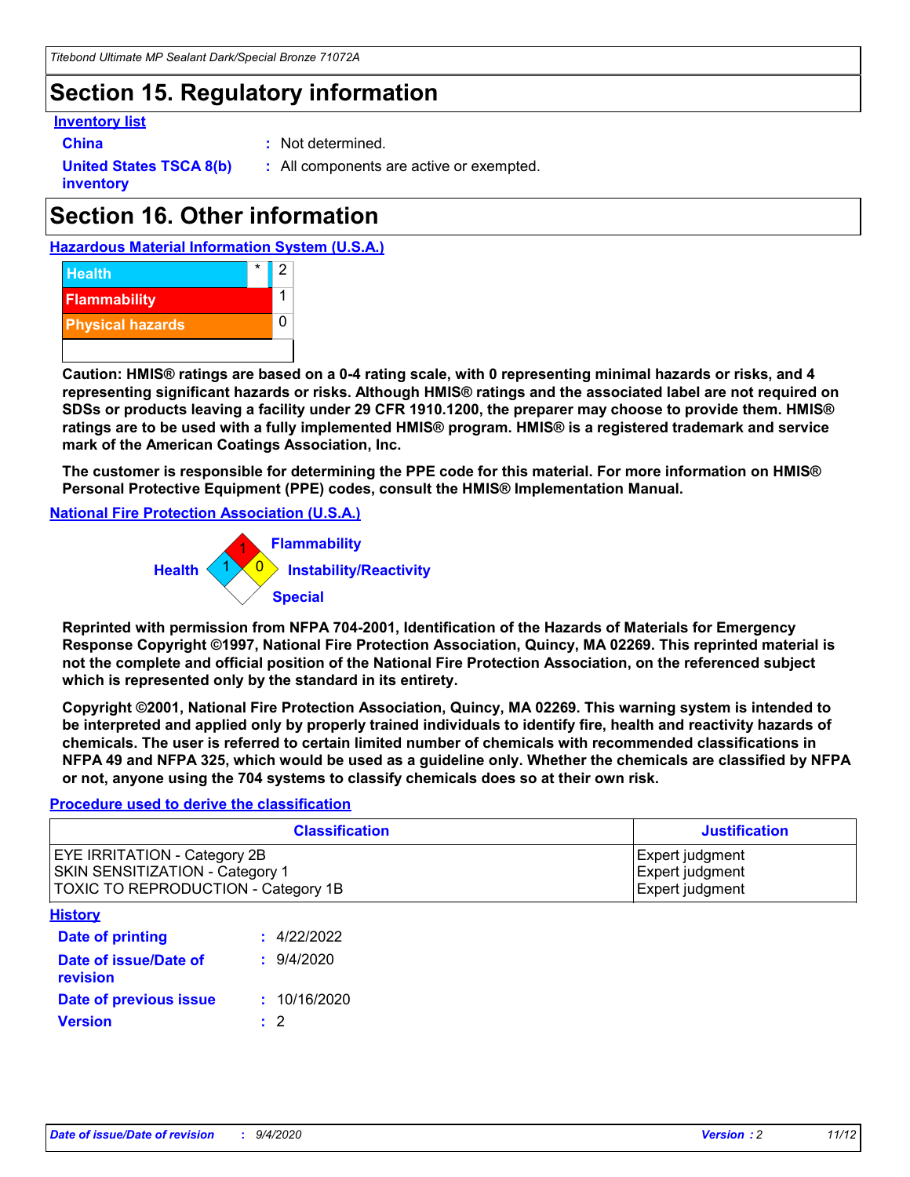# Section 15. Regulatory information

**Inventory list**

**China** : Not determined.

**United States TSCA 8(b) inventory** : All components are active or exempted.

# Section 16. Other information

**Hazardous Material Information System (U.S.A.)**

| | | |
|---|---|---|
| Health | * | 2 |
| Flammability | | 1 |
| Physical hazards | | 0 |
| | | |

**Caution: HMIS® ratings are based on a 0-4 rating scale, with 0 representing minimal hazards or risks, and 4 representing significant hazards or risks. Although HMIS® ratings and the associated label are not required on SDSs or products leaving a facility under 29 CFR 1910.1200, the preparer may choose to provide them. HMIS® ratings are to be used with a fully implemented HMIS® program. HMIS® is a registered trademark and service mark of the American Coatings Association, Inc.**

**The customer is responsible for determining the PPE code for this material. For more information on HMIS® Personal Protective Equipment (PPE) codes, consult the HMIS® Implementation Manual.**

**National Fire Protection Association (U.S.A.)**

Flammability: 1
Health: 1
Instability/Reactivity: 0
Special:

**Reprinted with permission from NFPA 704-2001, Identification of the Hazards of Materials for Emergency Response Copyright ©1997, National Fire Protection Association, Quincy, MA 02269. This reprinted material is not the complete and official position of the National Fire Protection Association, on the referenced subject which is represented only by the standard in its entirety.**

**Copyright ©2001, National Fire Protection Association, Quincy, MA 02269. This warning system is intended to be interpreted and applied only by properly trained individuals to identify fire, health and reactivity hazards of chemicals. The user is referred to certain limited number of chemicals with recommended classifications in NFPA 49 and NFPA 325, which would be used as a guideline only. Whether the chemicals are classified by NFPA or not, anyone using the 704 systems to classify chemicals does so at their own risk.**

**Procedure used to derive the classification**

| Classification | Justification |
|---|---|
| EYE IRRITATION - Category 2B | Expert judgment |
| SKIN SENSITIZATION - Category 1 | Expert judgment |
| TOXIC TO REPRODUCTION - Category 1B | Expert judgment |

**History**

**Date of printing** : 4/22/2022

**Date of issue/Date of revision** : 9/4/2020

**Date of previous issue** : 10/16/2020

**Version** : 2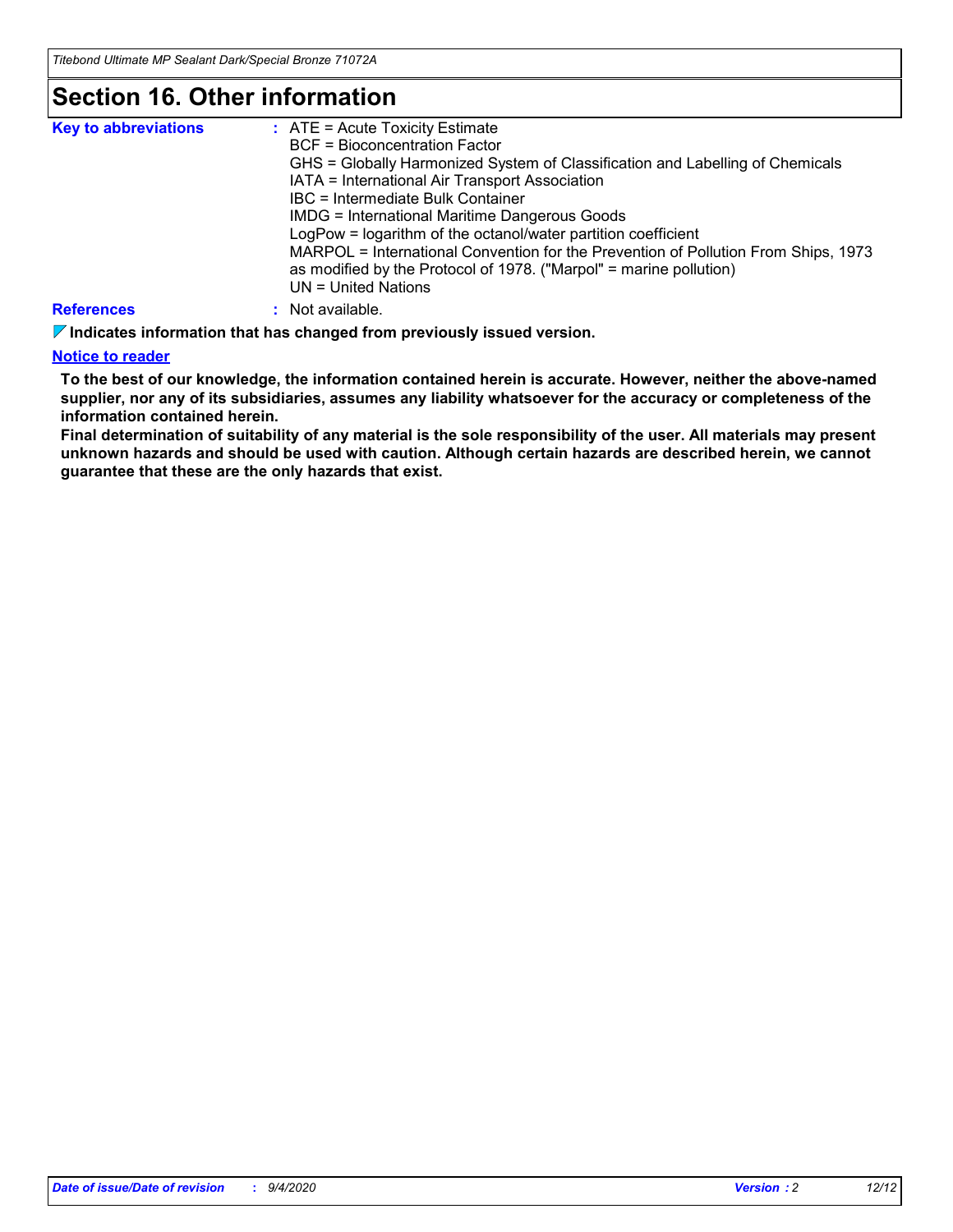# Section 16. Other information

**Key to abbreviations** : ATE = Acute Toxicity Estimate
BCF = Bioconcentration Factor
GHS = Globally Harmonized System of Classification and Labelling of Chemicals
IATA = International Air Transport Association
IBC = Intermediate Bulk Container
IMDG = International Maritime Dangerous Goods
LogPow = logarithm of the octanol/water partition coefficient
MARPOL = International Convention for the Prevention of Pollution From Ships, 1973 as modified by the Protocol of 1978. ("Marpol" = marine pollution)
UN = United Nations

**References** : Not available.

**Indicates information that has changed from previously issued version.**

**Notice to reader**

**To the best of our knowledge, the information contained herein is accurate. However, neither the above-named supplier, nor any of its subsidiaries, assumes any liability whatsoever for the accuracy or completeness of the information contained herein.**

**Final determination of suitability of any material is the sole responsibility of the user. All materials may present unknown hazards and should be used with caution. Although certain hazards are described herein, we cannot guarantee that these are the only hazards that exist.**